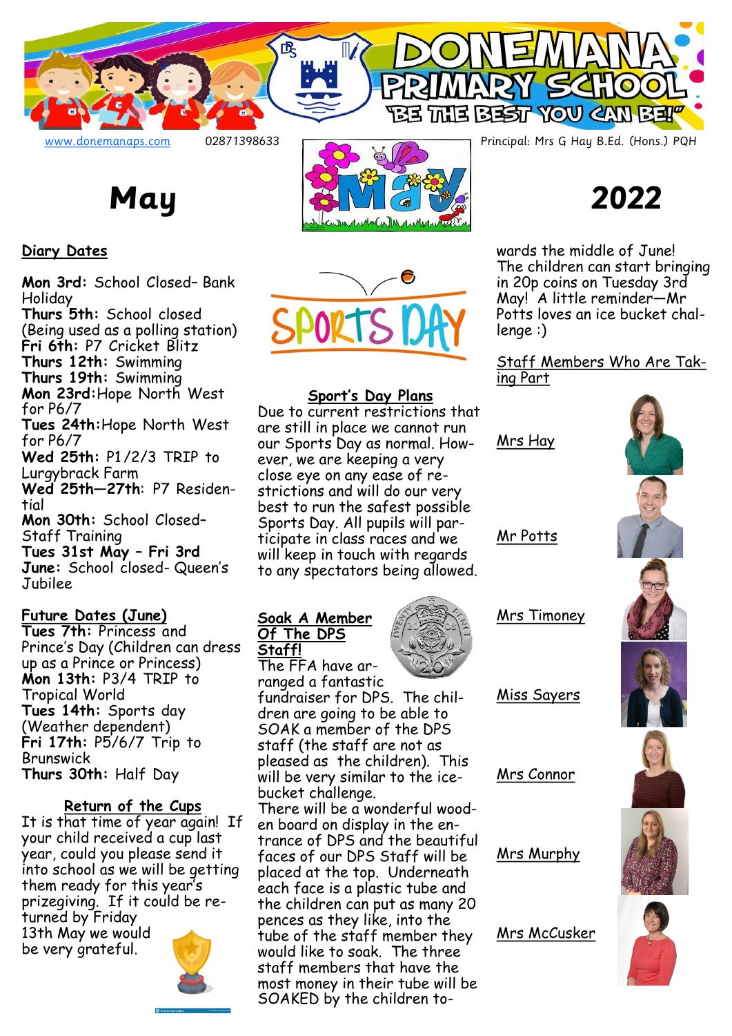# DONEMANA PRIMARY SCHOOL

"BE THE BEST YOU CAN BE!"

www.donemanaps.com 02871398633 Principal: Mrs G Hay B.Ed. (Hons.) PQH

# May 2022

## Diary Dates

**Mon 3rd:** School Closed– Bank Holiday
**Thurs 5th:** School closed (Being used as a polling station)
**Fri 6th:** P7 Cricket Blitz
**Thurs 12th:** Swimming
**Thurs 19th:** Swimming
**Mon 23rd:** Hope North West for P6/7
**Tues 24th:** Hope North West for P6/7
**Wed 25th:** P1/2/3 TRIP to Lurgybrack Farm
**Wed 25th—27th:** P7 Residential
**Mon 30th:** School Closed– Staff Training
**Tues 31st May – Fri 3rd June:** School closed- Queen's Jubilee

## Future Dates (June)

**Tues 7th:** Princess and Prince's Day (Children can dress up as a Prince or Princess)
**Mon 13th:** P3/4 TRIP to Tropical World
**Tues 14th:** Sports day (Weather dependent)
**Fri 17th:** P5/6/7 Trip to Brunswick
**Thurs 30th:** Half Day

## Return of the Cups

It is that time of year again! If your child received a cup last year, could you please send it into school as we will be getting them ready for this year's prizegiving. If it could be returned by Friday 13th May we would be very grateful.

## SPORTS DAY

### Sport's Day Plans

Due to current restrictions that are still in place we cannot run our Sports Day as normal. However, we are keeping a very close eye on any ease of restrictions and will do our very best to run the safest possible Sports Day. All pupils will participate in class races and we will keep in touch with regards to any spectators being allowed.

### Soak A Member Of The DPS Staff!

The FFA have arranged a fantastic fundraiser for DPS. The children are going to be able to SOAK a member of the DPS staff (the staff are not as pleased as the children). This will be very similar to the ice-bucket challenge.

There will be a wonderful wooden board on display in the entrance of DPS and the beautiful faces of our DPS Staff will be placed at the top. Underneath each face is a plastic tube and the children can put as many 20 pences as they like, into the tube of the staff member they would like to soak. The three staff members that have the most money in their tube will be SOAKED by the children towards the middle of June! The children can start bringing in 20p coins on Tuesday 3rd May! A little reminder—Mr Potts loves an ice bucket challenge :)

### Staff Members Who Are Taking Part

- Mrs Hay
- Mr Potts
- Mrs Timoney
- Miss Sayers
- Mrs Connor
- Mrs Murphy
- Mrs McCusker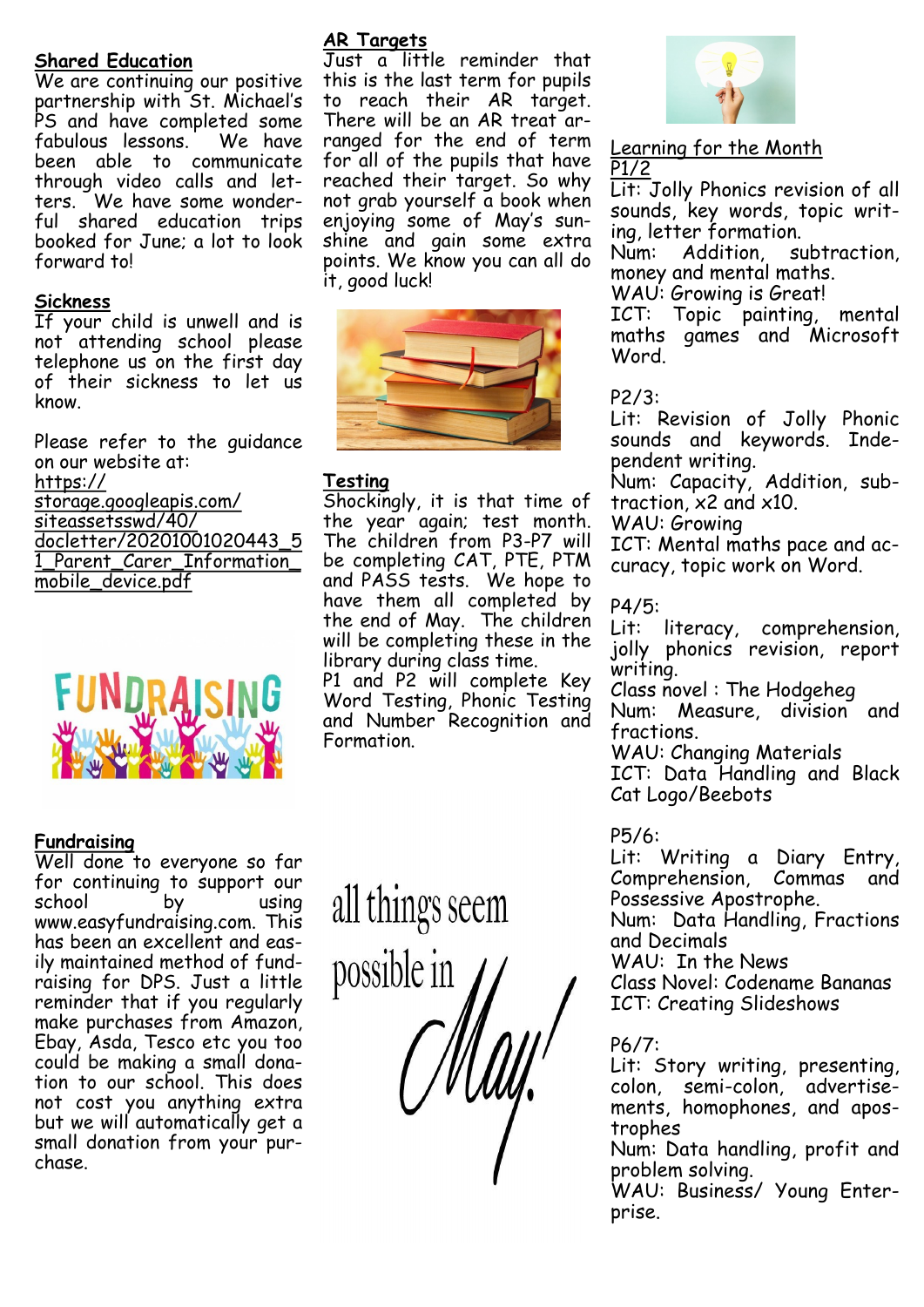## Shared Education

We are continuing our positive partnership with St. Michael's PS and have completed some fabulous lessons. We have been able to communicate through video calls and letters. We have some wonderful shared education trips booked for June; a lot to look forward to!

## Sickness

If your child is unwell and is not attending school please telephone us on the first day of their sickness to let us know.

Please refer to the guidance on our website at: https://storage.googleapis.com/siteassetsswd/40/docletter/20201001020443_51_Parent_Carer_Information_mobile_device.pdf

FUNDRAISING

## Fundraising

Well done to everyone so far for continuing to support our school by using www.easyfundraising.com. This has been an excellent and easily maintained method of fundraising for DPS. Just a little reminder that if you regularly make purchases from Amazon, Ebay, Asda, Tesco etc you too could be making a small donation to our school. This does not cost you anything extra but we will automatically get a small donation from your purchase.

## AR Targets

Just a little reminder that this is the last term for pupils to reach their AR target. There will be an AR treat arranged for the end of term for all of the pupils that have reached their target. So why not grab yourself a book when enjoying some of May's sunshine and gain some extra points. We know you can all do it, good luck!

## Testing

Shockingly, it is that time of the year again; test month. The children from P3-P7 will be completing CAT, PTE, PTM and PASS tests. We hope to have them all completed by the end of May. The children will be completing these in the library during class time.

P1 and P2 will complete Key Word Testing, Phonic Testing and Number Recognition and Formation.

all things seem possible in May!

## Learning for the Month

**P1/2**

Lit: Jolly Phonics revision of all sounds, key words, topic writing, letter formation.
Num: Addition, subtraction, money and mental maths.
WAU: Growing is Great!
ICT: Topic painting, mental maths games and Microsoft Word.

**P2/3:**

Lit: Revision of Jolly Phonic sounds and keywords. Independent writing.
Num: Capacity, Addition, subtraction, x2 and x10.
WAU: Growing
ICT: Mental maths pace and accuracy, topic work on Word.

**P4/5:**

Lit: literacy, comprehension, jolly phonics revision, report writing.
Class novel : The Hodgeheg
Num: Measure, division and fractions.
WAU: Changing Materials
ICT: Data Handling and Black Cat Logo/Beebots

**P5/6:**

Lit: Writing a Diary Entry, Comprehension, Commas and Possessive Apostrophe.
Num: Data Handling, Fractions and Decimals
WAU: In the News
Class Novel: Codename Bananas
ICT: Creating Slideshows

**P6/7:**

Lit: Story writing, presenting, colon, semi-colon, advertisements, homophones, and apostrophes
Num: Data handling, profit and problem solving.
WAU: Business/ Young Enterprise.